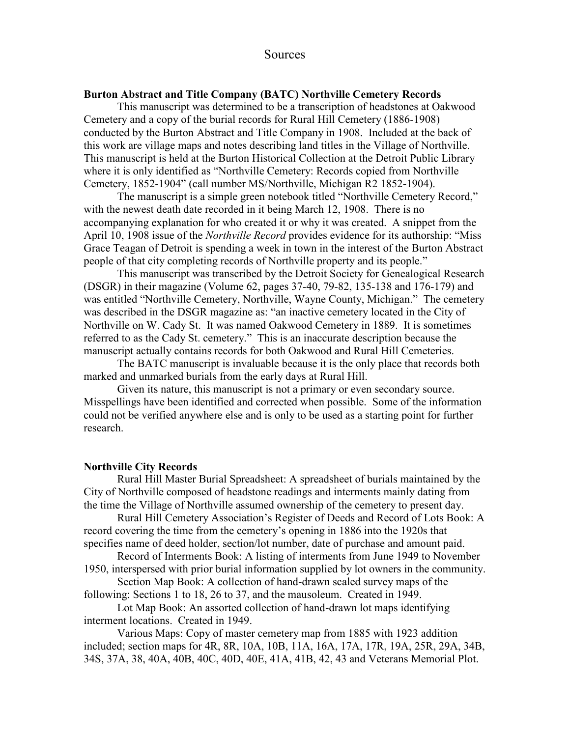# Sources

## Burton Abstract and Title Company (BATC) Northville Cemetery Records

This manuscript was determined to be a transcription of headstones at Oakwood Cemetery and a copy of the burial records for Rural Hill Cemetery (1886-1908) conducted by the Burton Abstract and Title Company in 1908. Included at the back of this work are village maps and notes describing land titles in the Village of Northville. This manuscript is held at the Burton Historical Collection at the Detroit Public Library where it is only identified as "Northville Cemetery: Records copied from Northville Cemetery, 1852-1904" (call number MS/Northville, Michigan R2 1852-1904).

The manuscript is a simple green notebook titled "Northville Cemetery Record," with the newest death date recorded in it being March 12, 1908. There is no accompanying explanation for who created it or why it was created. A snippet from the April 10, 1908 issue of the *Northville Record* provides evidence for its authorship: "Miss Grace Teagan of Detroit is spending a week in town in the interest of the Burton Abstract people of that city completing records of Northville property and its people."

This manuscript was transcribed by the Detroit Society for Genealogical Research (DSGR) in their magazine (Volume 62, pages 37-40, 79-82, 135-138 and 176-179) and was entitled "Northville Cemetery, Northville, Wayne County, Michigan." The cemetery was described in the DSGR magazine as: "an inactive cemetery located in the City of Northville on W. Cady St. It was named Oakwood Cemetery in 1889. It is sometimes referred to as the Cady St. cemetery." This is an inaccurate description because the manuscript actually contains records for both Oakwood and Rural Hill Cemeteries.

The BATC manuscript is invaluable because it is the only place that records both marked and unmarked burials from the early days at Rural Hill.

Given its nature, this manuscript is not a primary or even secondary source. Misspellings have been identified and corrected when possible. Some of the information could not be verified anywhere else and is only to be used as a starting point for further research.

## Northville City Records

Rural Hill Master Burial Spreadsheet: A spreadsheet of burials maintained by the City of Northville composed of headstone readings and interments mainly dating from the time the Village of Northville assumed ownership of the cemetery to present day.

Rural Hill Cemetery Association's Register of Deeds and Record of Lots Book: A record covering the time from the cemetery's opening in 1886 into the 1920s that specifies name of deed holder, section/lot number, date of purchase and amount paid.

Record of Interments Book: A listing of interments from June 1949 to November 1950, interspersed with prior burial information supplied by lot owners in the community.

Section Map Book: A collection of hand-drawn scaled survey maps of the following: Sections 1 to 18, 26 to 37, and the mausoleum. Created in 1949.

Lot Map Book: An assorted collection of hand-drawn lot maps identifying interment locations. Created in 1949.

Various Maps: Copy of master cemetery map from 1885 with 1923 addition included; section maps for 4R, 8R, 10A, 10B, 11A, 16A, 17A, 17R, 19A, 25R, 29A, 34B, 34S, 37A, 38, 40A, 40B, 40C, 40D, 40E, 41A, 41B, 42, 43 and Veterans Memorial Plot.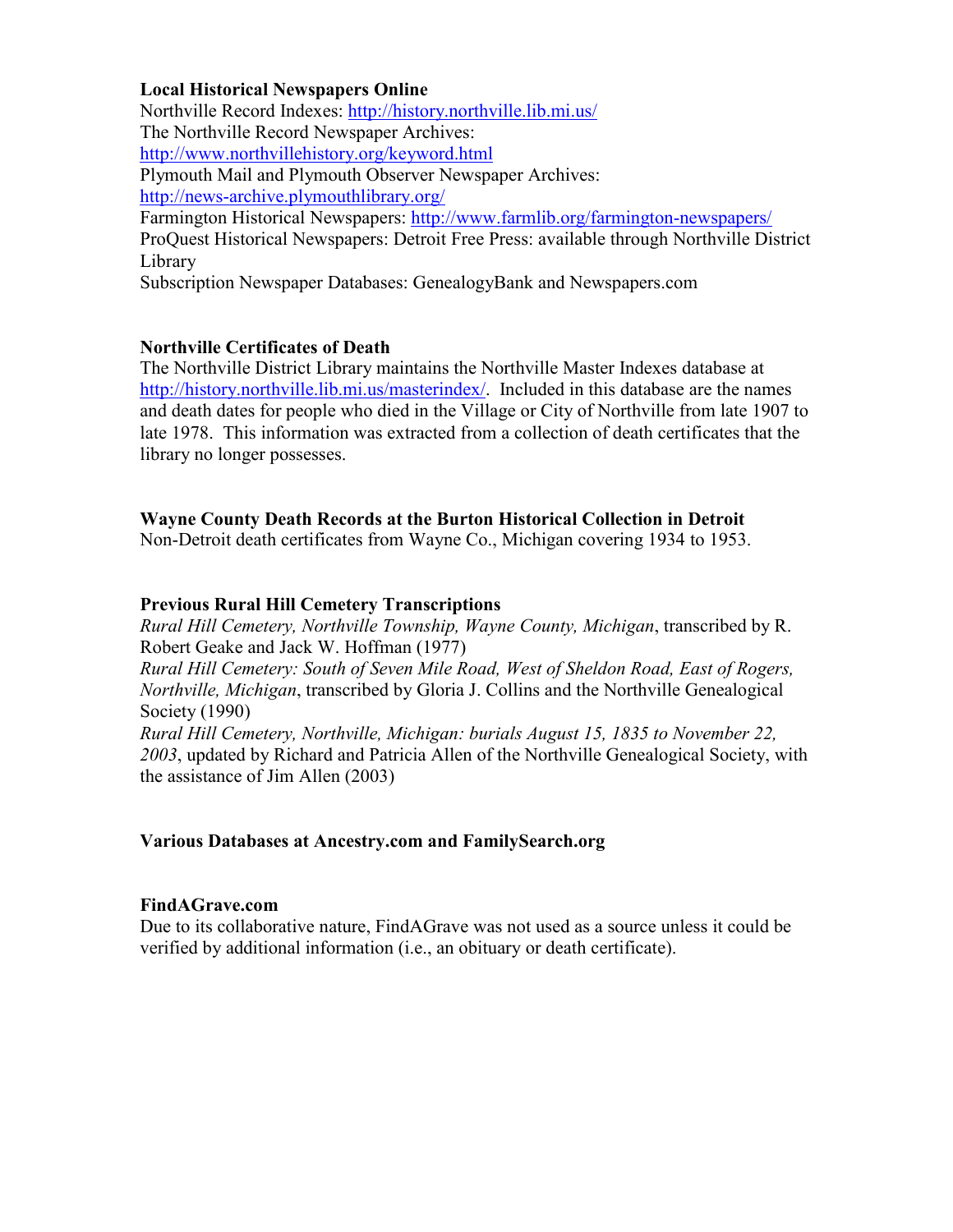### Local Historical Newspapers Online

Northville Record Indexes: http://history.northville.lib.mi.us/
The Northville Record Newspaper Archives:
http://www.northvillehistory.org/keyword.html
Plymouth Mail and Plymouth Observer Newspaper Archives:
http://news-archive.plymouthlibrary.org/
Farmington Historical Newspapers: http://www.farmlib.org/farmington-newspapers/
ProQuest Historical Newspapers: Detroit Free Press: available through Northville District Library
Subscription Newspaper Databases: GenealogyBank and Newspapers.com

### Northville Certificates of Death

The Northville District Library maintains the Northville Master Indexes database at http://history.northville.lib.mi.us/masterindex/. Included in this database are the names and death dates for people who died in the Village or City of Northville from late 1907 to late 1978. This information was extracted from a collection of death certificates that the library no longer possesses.

### Wayne County Death Records at the Burton Historical Collection in Detroit

Non-Detroit death certificates from Wayne Co., Michigan covering 1934 to 1953.

### Previous Rural Hill Cemetery Transcriptions

*Rural Hill Cemetery, Northville Township, Wayne County, Michigan*, transcribed by R. Robert Geake and Jack W. Hoffman (1977)
*Rural Hill Cemetery: South of Seven Mile Road, West of Sheldon Road, East of Rogers, Northville, Michigan*, transcribed by Gloria J. Collins and the Northville Genealogical Society (1990)
*Rural Hill Cemetery, Northville, Michigan: burials August 15, 1835 to November 22, 2003*, updated by Richard and Patricia Allen of the Northville Genealogical Society, with the assistance of Jim Allen (2003)

### Various Databases at Ancestry.com and FamilySearch.org

### FindAGrave.com

Due to its collaborative nature, FindAGrave was not used as a source unless it could be verified by additional information (i.e., an obituary or death certificate).